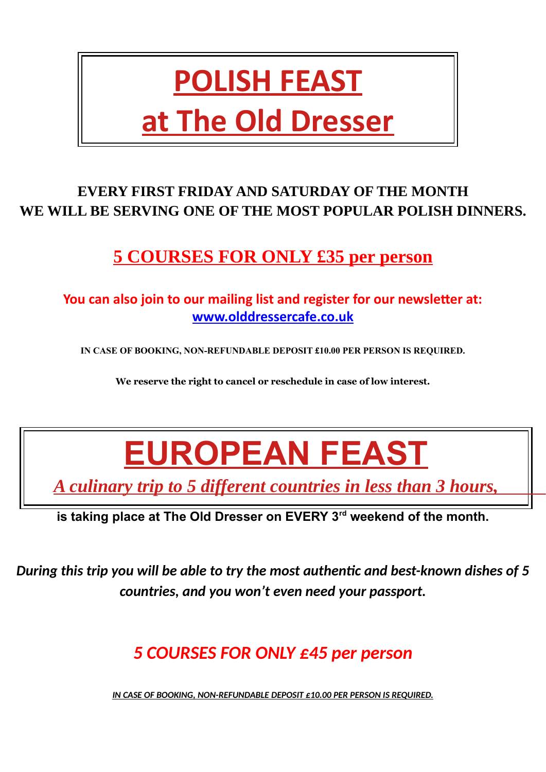# POLISH FEAST
# at The Old Dresser

**EVERY FIRST FRIDAY AND SATURDAY OF THE MONTH**
**WE WILL BE SERVING ONE OF THE MOST POPULAR POLISH DINNERS.**

## 5 COURSES FOR ONLY £35 per person

**You can also join to our mailing list and register for our newsletter at:**
**www.olddressercafe.co.uk**

**IN CASE OF BOOKING, NON-REFUNDABLE DEPOSIT £10.00 PER PERSON IS REQUIRED.**

**We reserve the right to cancel or reschedule in case of low interest.**

# EUROPEAN FEAST

*A culinary trip to 5 different countries in less than 3 hours,*

**is taking place at The Old Dresser on EVERY 3rd weekend of the month.**

***During this trip you will be able to try the most authentic and best-known dishes of 5 countries, and you won't even need your passport.***

## *5 COURSES FOR ONLY £45 per person*

***IN CASE OF BOOKING, NON-REFUNDABLE DEPOSIT £10.00 PER PERSON IS REQUIRED.***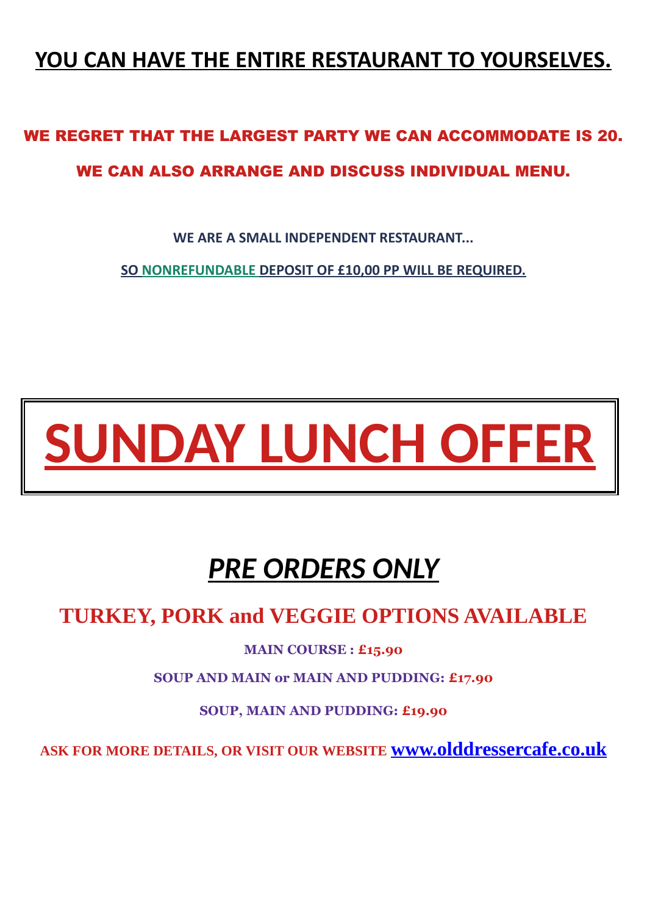## YOU CAN HAVE THE ENTIRE RESTAURANT TO YOURSELVES.

**WE REGRET THAT THE LARGEST PARTY WE CAN ACCOMMODATE IS 20.**

**WE CAN ALSO ARRANGE AND DISCUSS INDIVIDUAL MENU.**

**WE ARE A SMALL INDEPENDENT RESTAURANT...**

**SO NONREFUNDABLE DEPOSIT OF £10,00 PP WILL BE REQUIRED.**

# SUNDAY LUNCH OFFER

## *PRE ORDERS ONLY*

### TURKEY, PORK and VEGGIE OPTIONS AVAILABLE

**MAIN COURSE : £15.90**

**SOUP AND MAIN or MAIN AND PUDDING: £17.90**

**SOUP, MAIN AND PUDDING: £19.90**

**ASK FOR MORE DETAILS, OR VISIT OUR WEBSITE www.olddressercafe.co.uk**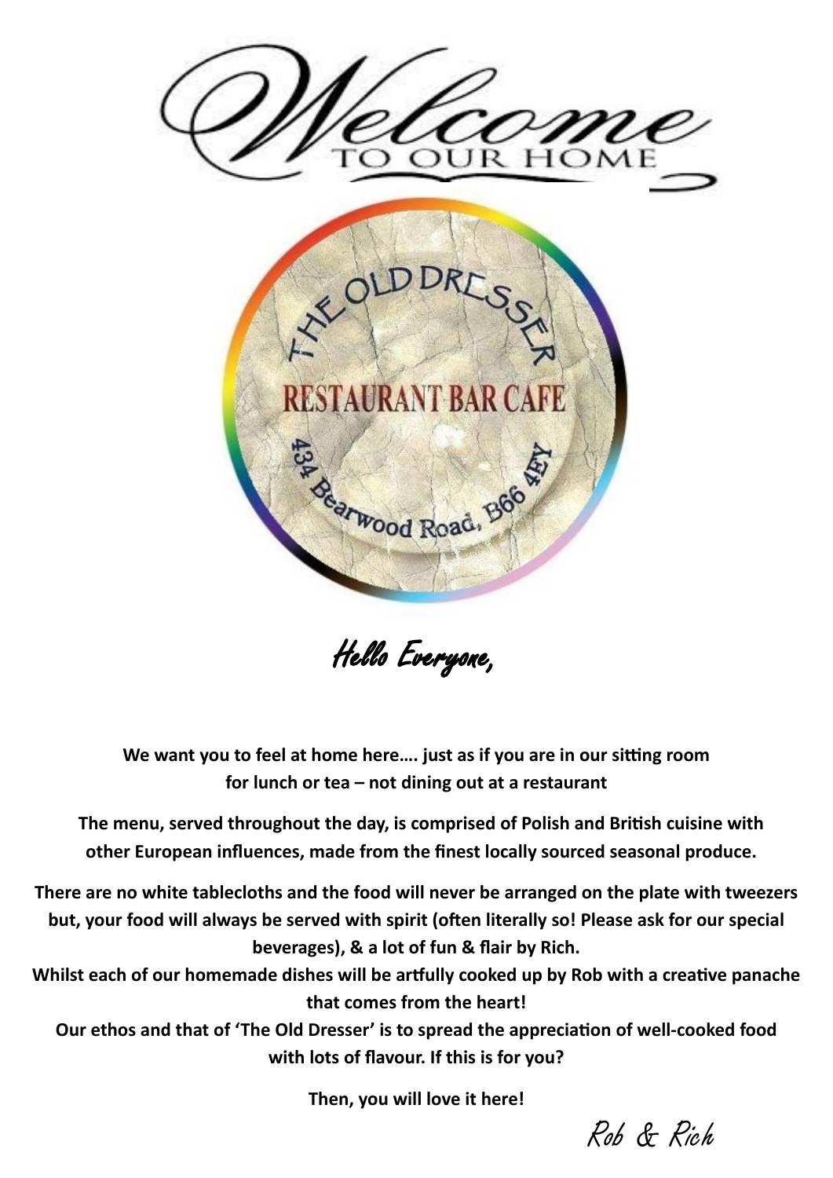# Welcome

TO OUR HOME

THE OLD DRESSER

RESTAURANT BAR CAFE

434 Bearwood Road, B66 4EY

*Hello Everyone,*

**We want you to feel at home here…. just as if you are in our sitting room for lunch or tea – not dining out at a restaurant**

**The menu, served throughout the day, is comprised of Polish and British cuisine with other European influences, made from the finest locally sourced seasonal produce.**

**There are no white tablecloths and the food will never be arranged on the plate with tweezers but, your food will always be served with spirit (often literally so! Please ask for our special beverages), & a lot of fun & flair by Rich.**

**Whilst each of our homemade dishes will be artfully cooked up by Rob with a creative panache that comes from the heart!**

**Our ethos and that of 'The Old Dresser' is to spread the appreciation of well-cooked food with lots of flavour. If this is for you?**

**Then, you will love it here!**

*Rob & Rich*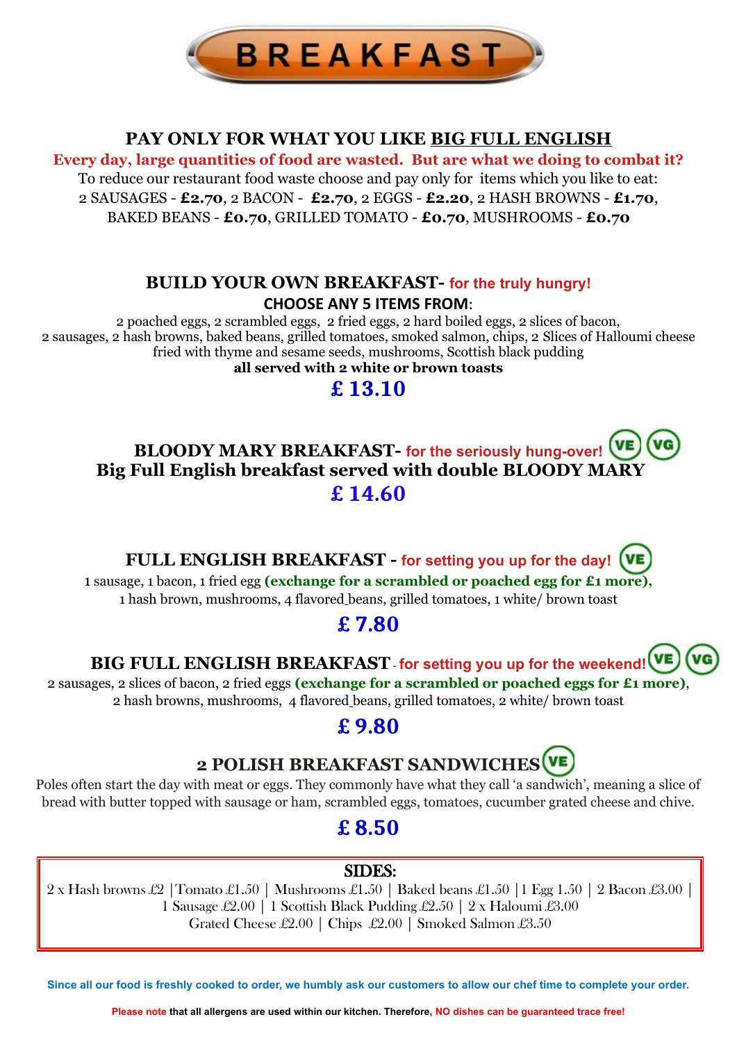# BREAKFAST

## PAY ONLY FOR WHAT YOU LIKE <u>BIG FULL ENGLISH</u>

**Every day, large quantities of food are wasted. But are what we doing to combat it?**

To reduce our restaurant food waste choose and pay only for items which you like to eat:
2 SAUSAGES - **£2.70**, 2 BACON - **£2.70**, 2 EGGS - **£2.20**, 2 HASH BROWNS - **£1.70**, BAKED BEANS - **£0.70**, GRILLED TOMATO - **£0.70**, MUSHROOMS - **£0.70**

## BUILD YOUR OWN BREAKFAST- for the truly hungry!

**CHOOSE ANY 5 ITEMS FROM**:

2 poached eggs, 2 scrambled eggs, 2 fried eggs, 2 hard boiled eggs, 2 slices of bacon, 2 sausages, 2 hash browns, baked beans, grilled tomatoes, smoked salmon, chips, 2 Slices of Halloumi cheese fried with thyme and sesame seeds, mushrooms, Scottish black pudding

**all served with 2 white or brown toasts**

**£ 13.10**

## BLOODY MARY BREAKFAST- for the seriously hung-over! (VE) (VG)

**Big Full English breakfast served with double BLOODY MARY**

**£ 14.60**

## FULL ENGLISH BREAKFAST - for setting you up for the day! (VE)

1 sausage, 1 bacon, 1 fried egg **(exchange for a scrambled or poached egg for £1 more),** 1 hash brown, mushrooms, 4 flavored beans, grilled tomatoes, 1 white/ brown toast

**£ 7.80**

## BIG FULL ENGLISH BREAKFAST - for setting you up for the weekend! (VE) (VG)

2 sausages, 2 slices of bacon, 2 fried eggs **(exchange for a scrambled or poached eggs for £1 more)**, 2 hash browns, mushrooms, 4 flavored beans, grilled tomatoes, 2 white/ brown toast

**£ 9.80**

## 2 POLISH BREAKFAST SANDWICHES (VE)

Poles often start the day with meat or eggs. They commonly have what they call 'a sandwich', meaning a slice of bread with butter topped with sausage or ham, scrambled eggs, tomatoes, cucumber grated cheese and chive.

**£ 8.50**

## SIDES:

2 x Hash browns £2 | Tomato £1.50 | Mushrooms £1.50 | Baked beans £1.50 | 1 Egg 1.50 | 2 Bacon £3.00 | 1 Sausage £2.00 | 1 Scottish Black Pudding £2.50 | 2 x Haloumi £3.00
Grated Cheese £2.00 | Chips £2.00 | Smoked Salmon £3.50

**Since all our food is freshly cooked to order, we humbly ask our customers to allow our chef time to complete your order.**

**Please note that all allergens are used within our kitchen. Therefore, NO dishes can be guaranteed trace free!**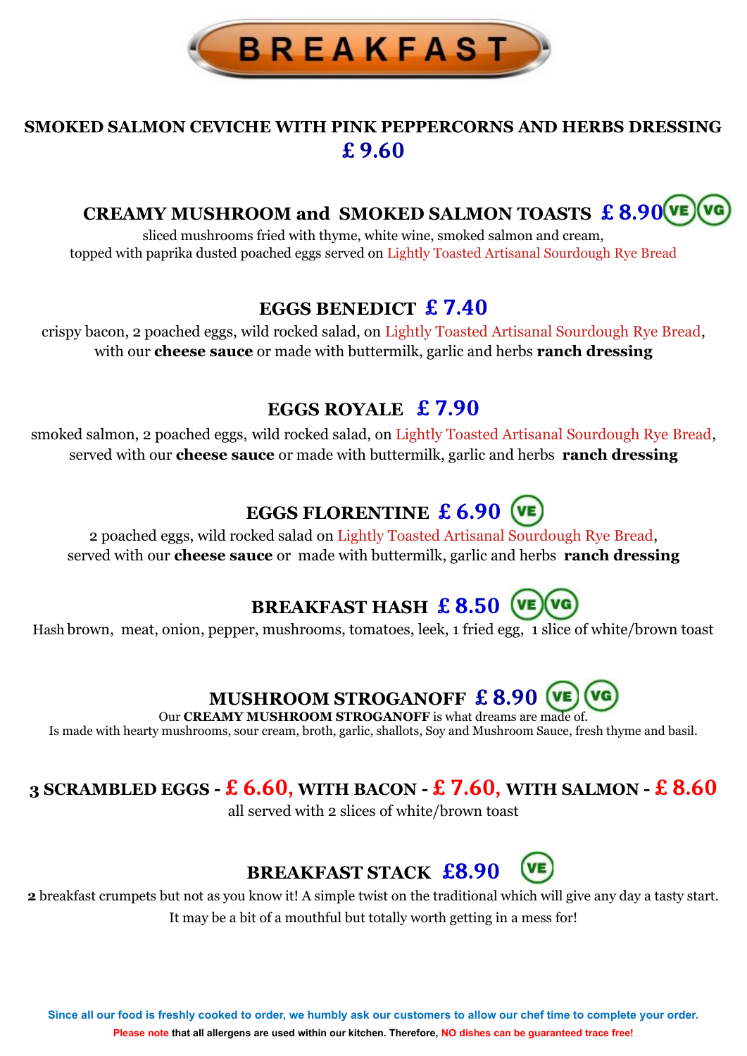# BREAKFAST

**SMOKED SALMON CEVICHE WITH PINK PEPPERCORNS AND HERBS DRESSING**
**£ 9.60**

**CREAMY MUSHROOM and SMOKED SALMON TOASTS £ 8.90** (VE) (VG)

sliced mushrooms fried with thyme, white wine, smoked salmon and cream,
topped with paprika dusted poached eggs served on Lightly Toasted Artisanal Sourdough Rye Bread

**EGGS BENEDICT £ 7.40**

crispy bacon, 2 poached eggs, wild rocked salad, on Lightly Toasted Artisanal Sourdough Rye Bread,
with our **cheese sauce** or made with buttermilk, garlic and herbs **ranch dressing**

**EGGS ROYALE £ 7.90**

smoked salmon, 2 poached eggs, wild rocked salad, on Lightly Toasted Artisanal Sourdough Rye Bread,
served with our **cheese sauce** or made with buttermilk, garlic and herbs **ranch dressing**

**EGGS FLORENTINE £ 6.90** (VE)

2 poached eggs, wild rocked salad on Lightly Toasted Artisanal Sourdough Rye Bread,
served with our **cheese sauce** or made with buttermilk, garlic and herbs **ranch dressing**

**BREAKFAST HASH £ 8.50** (VE) (VG)

Hash brown, meat, onion, pepper, mushrooms, tomatoes, leek, 1 fried egg, 1 slice of white/brown toast

**MUSHROOM STROGANOFF £ 8.90** (VE) (VG)

Our **CREAMY MUSHROOM STROGANOFF** is what dreams are made of.
Is made with hearty mushrooms, sour cream, broth, garlic, shallots, Soy and Mushroom Sauce, fresh thyme and basil.

**3 SCRAMBLED EGGS - £ 6.60, WITH BACON - £ 7.60, WITH SALMON - £ 8.60**

all served with 2 slices of white/brown toast

**BREAKFAST STACK £8.90** (VE)

**2** breakfast crumpets but not as you know it! A simple twist on the traditional which will give any day a tasty start.
It may be a bit of a mouthful but totally worth getting in a mess for!

**Since all our food is freshly cooked to order, we humbly ask our customers to allow our chef time to complete your order.**

**Please note that all allergens are used within our kitchen. Therefore, NO dishes can be guaranteed trace free!**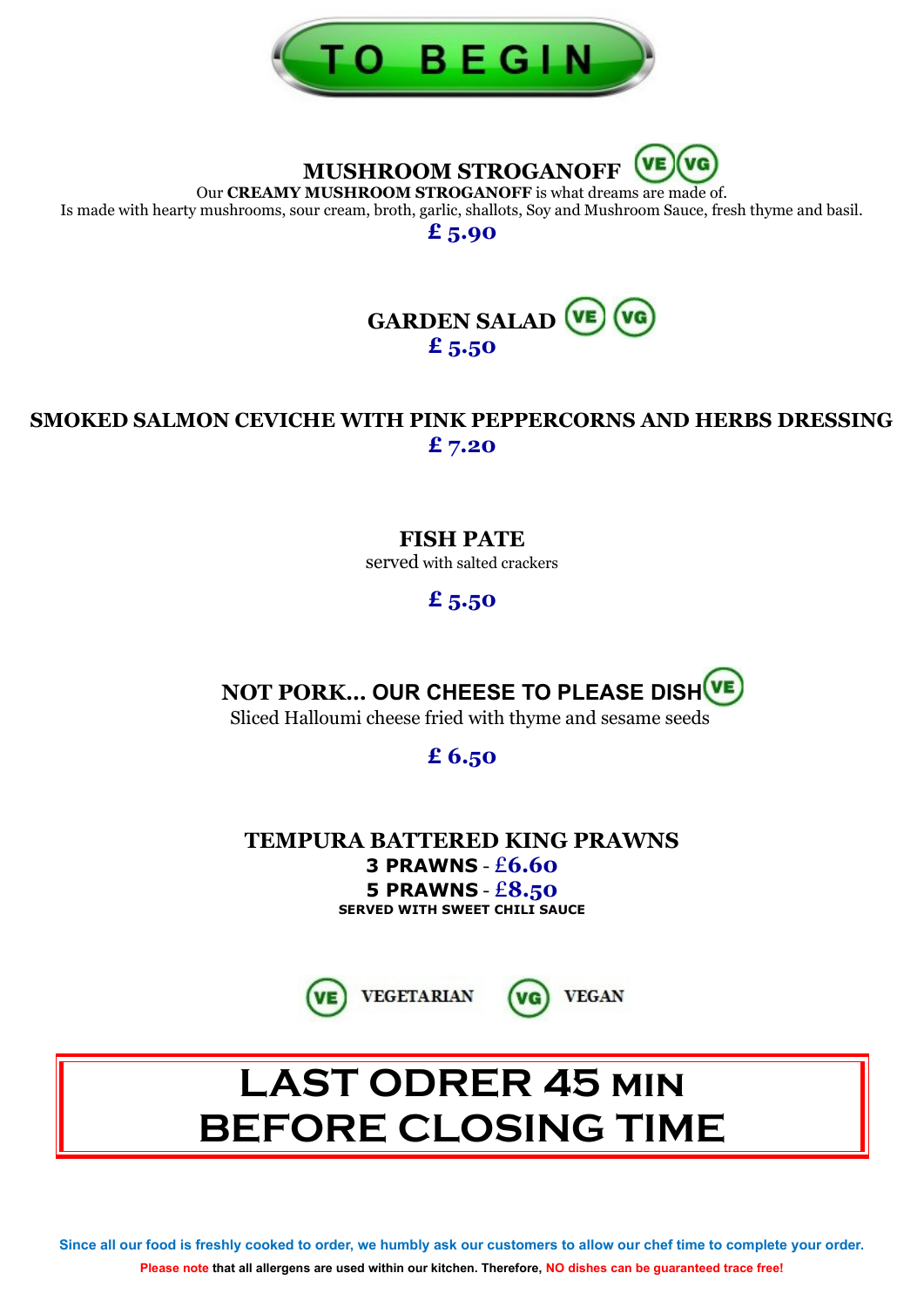# TO BEGIN

## MUSHROOM STROGANOFF (VE)(VG)

Our **CREAMY MUSHROOM STROGANOFF** is what dreams are made of.
Is made with hearty mushrooms, sour cream, broth, garlic, shallots, Soy and Mushroom Sauce, fresh thyme and basil.

**£ 5.90**

## GARDEN SALAD (VE) (VG)

**£ 5.50**

## SMOKED SALMON CEVICHE WITH PINK PEPPERCORNS AND HERBS DRESSING

**£ 7.20**

## FISH PATE

served with salted crackers

**£ 5.50**

## NOT PORK... OUR CHEESE TO PLEASE DISH (VE)

Sliced Halloumi cheese fried with thyme and sesame seeds

**£ 6.50**

## TEMPURA BATTERED KING PRAWNS

**3 PRAWNS** - **£6.60**
**5 PRAWNS** - **£8.50**
**SERVED WITH SWEET CHILI SAUCE**

(VE) VEGETARIAN (VG) VEGAN

# LAST ODRER 45 MIN BEFORE CLOSING TIME

**Since all our food is freshly cooked to order, we humbly ask our customers to allow our chef time to complete your order.**

**Please note that all allergens are used within our kitchen. Therefore, NO dishes can be guaranteed trace free!**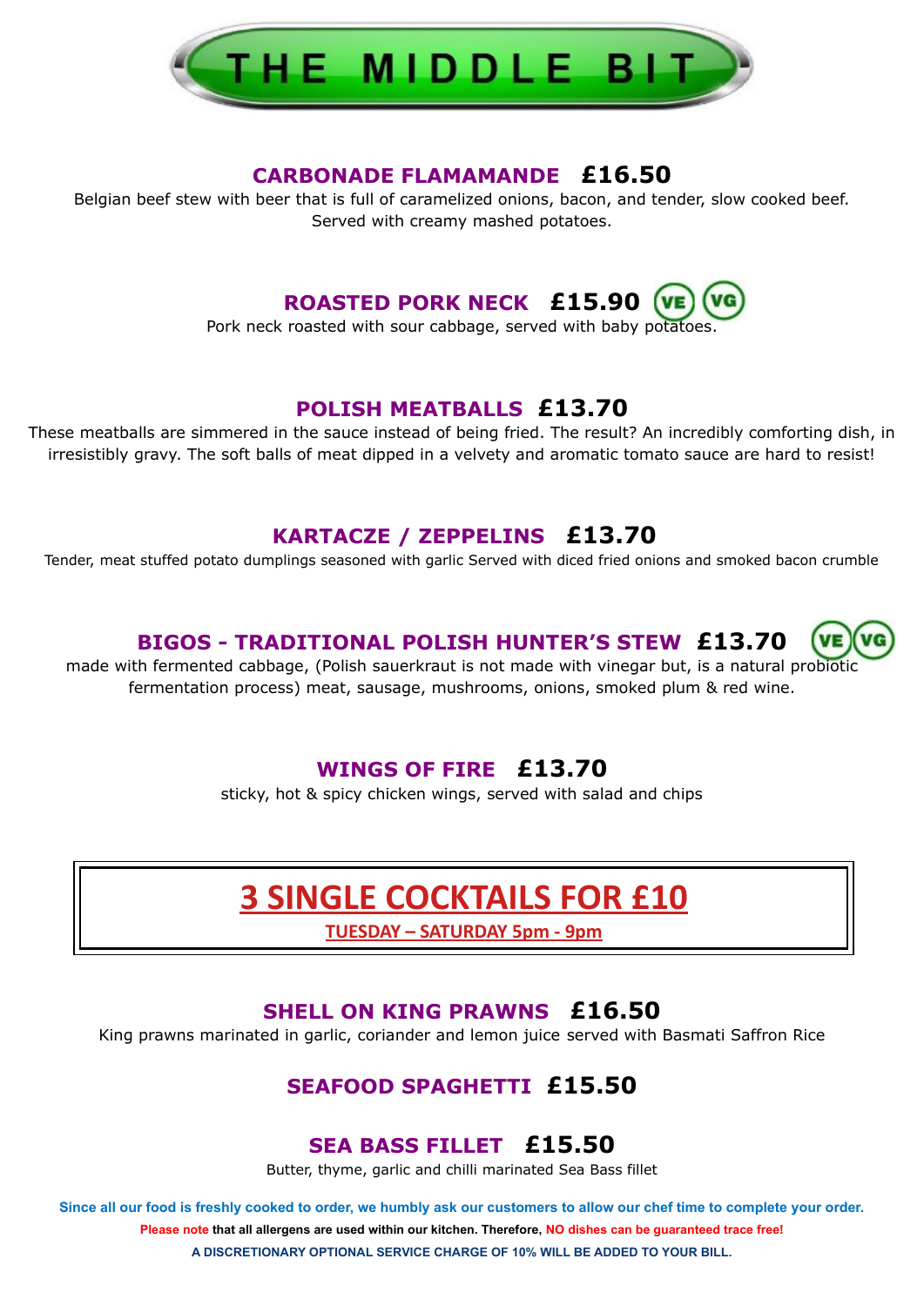# THE MIDDLE BIT

## CARBONADE FLAMAMANDE **£16.50**

Belgian beef stew with beer that is full of caramelized onions, bacon, and tender, slow cooked beef. Served with creamy mashed potatoes.

## ROASTED PORK NECK **£15.90** (VE) (VG)

Pork neck roasted with sour cabbage, served with baby potatoes.

## POLISH MEATBALLS **£13.70**

These meatballs are simmered in the sauce instead of being fried. The result? An incredibly comforting dish, in irresistibly gravy. The soft balls of meat dipped in a velvety and aromatic tomato sauce are hard to resist!

## KARTACZE / ZEPPELINS **£13.70**

Tender, meat stuffed potato dumplings seasoned with garlic Served with diced fried onions and smoked bacon crumble

## BIGOS - TRADITIONAL POLISH HUNTER'S STEW **£13.70** (VE) (VG)

made with fermented cabbage, (Polish sauerkraut is not made with vinegar but, is a natural probiotic fermentation process) meat, sausage, mushrooms, onions, smoked plum & red wine.

## WINGS OF FIRE **£13.70**

sticky, hot & spicy chicken wings, served with salad and chips

## 3 SINGLE COCKTAILS FOR £10

**TUESDAY – SATURDAY 5pm - 9pm**

## SHELL ON KING PRAWNS **£16.50**

King prawns marinated in garlic, coriander and lemon juice served with Basmati Saffron Rice

## SEAFOOD SPAGHETTI **£15.50**

## SEA BASS FILLET **£15.50**

Butter, thyme, garlic and chilli marinated Sea Bass fillet

**Since all our food is freshly cooked to order, we humbly ask our customers to allow our chef time to complete your order.**

**Please note that all allergens are used within our kitchen. Therefore, NO dishes can be guaranteed trace free!**

**A DISCRETIONARY OPTIONAL SERVICE CHARGE OF 10% WILL BE ADDED TO YOUR BILL.**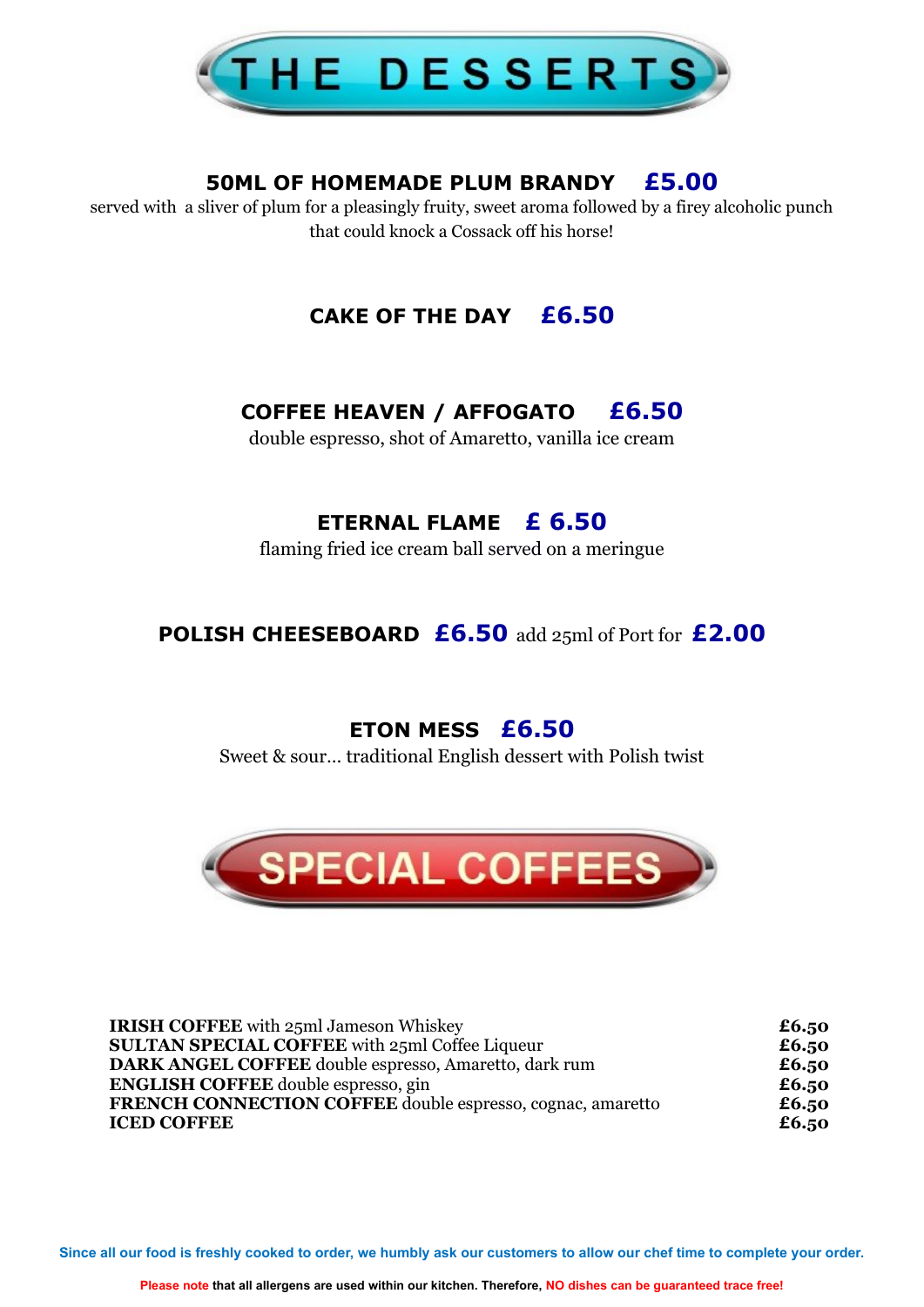# THE DESSERTS

**50ML OF HOMEMADE PLUM BRANDY** **£5.00**

served with a sliver of plum for a pleasingly fruity, sweet aroma followed by a firey alcoholic punch that could knock a Cossack off his horse!

**CAKE OF THE DAY** **£6.50**

**COFFEE HEAVEN / AFFOGATO** **£6.50**

double espresso, shot of Amaretto, vanilla ice cream

**ETERNAL FLAME** **£ 6.50**

flaming fried ice cream ball served on a meringue

**POLISH CHEESEBOARD** **£6.50** add 25ml of Port for **£2.00**

**ETON MESS** **£6.50**

Sweet & sour... traditional English dessert with Polish twist

# SPECIAL COFFEES

| | |
|---|---|
| **IRISH COFFEE** with 25ml Jameson Whiskey | **£6.50** |
| **SULTAN SPECIAL COFFEE** with 25ml Coffee Liqueur | **£6.50** |
| **DARK ANGEL COFFEE** double espresso, Amaretto, dark rum | **£6.50** |
| **ENGLISH COFFEE** double espresso, gin | **£6.50** |
| **FRENCH CONNECTION COFFEE** double espresso, cognac, amaretto | **£6.50** |
| **ICED COFFEE** | **£6.50** |

**Since all our food is freshly cooked to order, we humbly ask our customers to allow our chef time to complete your order.**

**Please note that all allergens are used within our kitchen. Therefore, NO dishes can be guaranteed trace free!**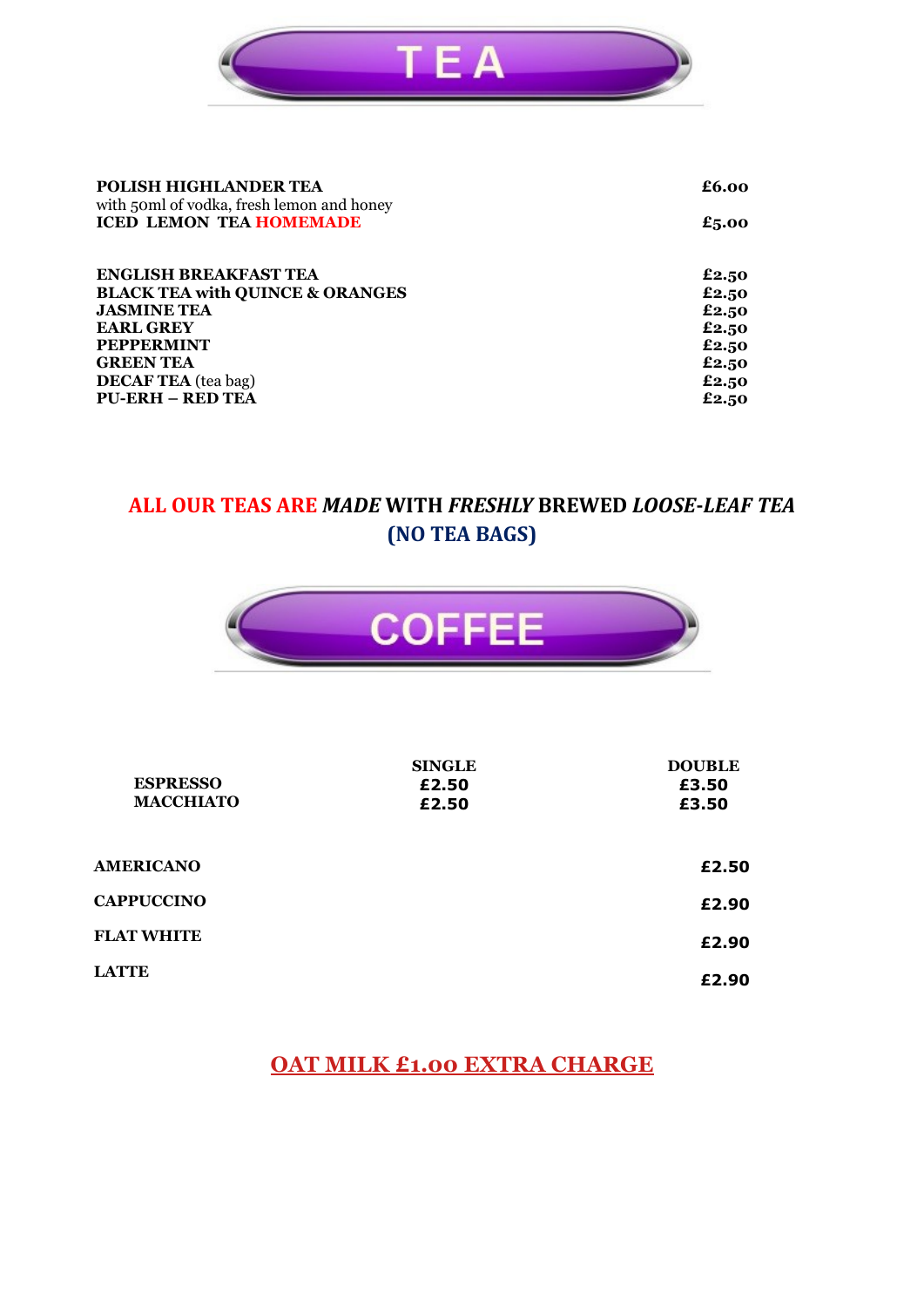# TEA

| | |
|---|---|
| **POLISH HIGHLANDER TEA**<br>with 50ml of vodka, fresh lemon and honey | **£6.00** |
| **ICED LEMON TEA HOMEMADE** | **£5.00** |
| **ENGLISH BREAKFAST TEA** | **£2.50** |
| **BLACK TEA with QUINCE & ORANGES** | **£2.50** |
| **JASMINE TEA** | **£2.50** |
| **EARL GREY** | **£2.50** |
| **PEPPERMINT** | **£2.50** |
| **GREEN TEA** | **£2.50** |
| **DECAF TEA** (tea bag) | **£2.50** |
| **PU-ERH – RED TEA** | **£2.50** |

**ALL OUR TEAS ARE *MADE* WITH *FRESHLY* BREWED *LOOSE-LEAF TEA***
**(NO TEA BAGS)**

# COFFEE

| | SINGLE | DOUBLE |
|---|---|---|
| **ESPRESSO** | **£2.50** | **£3.50** |
| **MACCHIATO** | **£2.50** | **£3.50** |

| | |
|---|---|
| **AMERICANO** | **£2.50** |
| **CAPPUCCINO** | **£2.90** |
| **FLAT WHITE** | **£2.90** |
| **LATTE** | **£2.90** |

**OAT MILK £1.00 EXTRA CHARGE**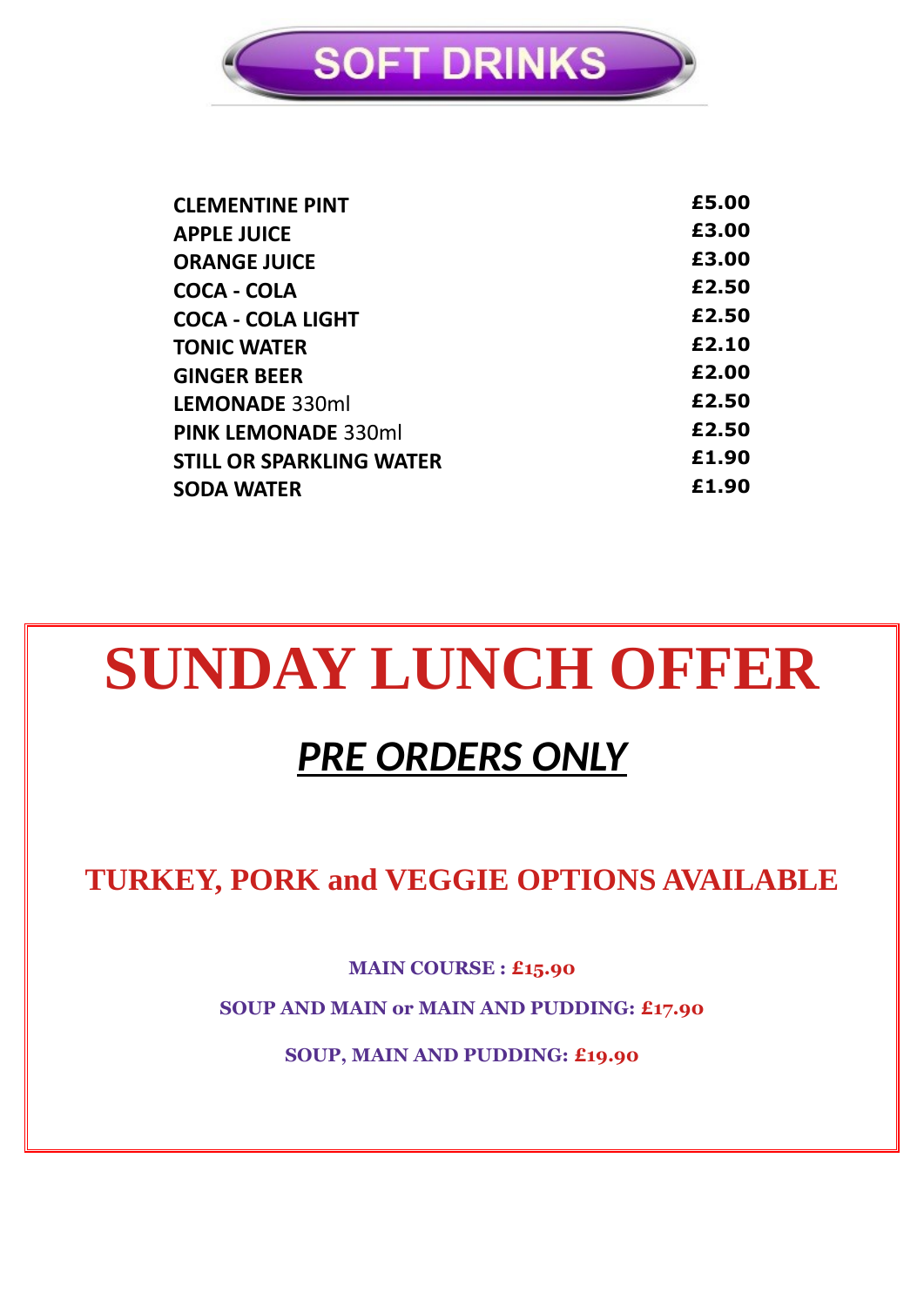# SOFT DRINKS

| | |
|---|---|
| **CLEMENTINE PINT** | **£5.00** |
| **APPLE JUICE** | **£3.00** |
| **ORANGE JUICE** | **£3.00** |
| **COCA - COLA** | **£2.50** |
| **COCA - COLA LIGHT** | **£2.50** |
| **TONIC WATER** | **£2.10** |
| **GINGER BEER** | **£2.00** |
| **LEMONADE** 330ml | **£2.50** |
| **PINK LEMONADE** 330ml | **£2.50** |
| **STILL OR SPARKLING WATER** | **£1.90** |
| **SODA WATER** | **£1.90** |

# SUNDAY LUNCH OFFER

## ***PRE ORDERS ONLY***

### TURKEY, PORK and VEGGIE OPTIONS AVAILABLE

**MAIN COURSE : £15.90**

**SOUP AND MAIN or MAIN AND PUDDING: £17.90**

**SOUP, MAIN AND PUDDING: £19.90**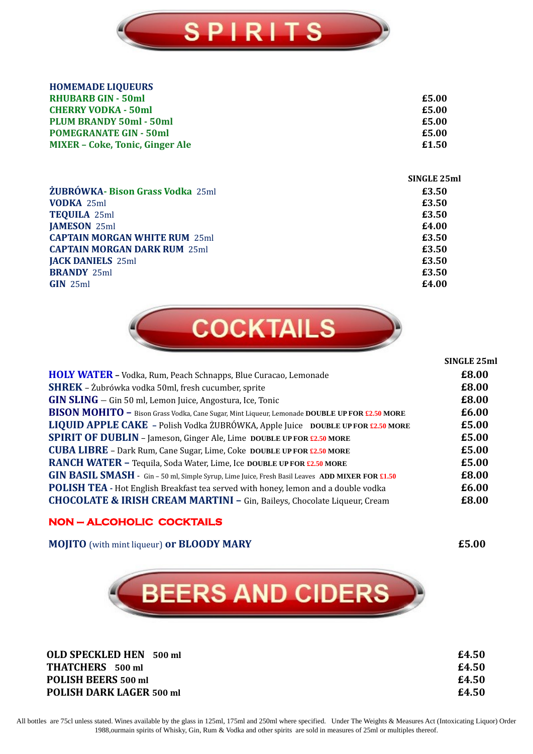# SPIRITS

| HOMEMADE LIQUEURS | |
|---|---|
| RHUBARB GIN - 50ml | £5.00 |
| CHERRY VODKA - 50ml | £5.00 |
| PLUM BRANDY 50ml - 50ml | £5.00 |
| POMEGRANATE GIN - 50ml | £5.00 |
| MIXER – Coke, Tonic, Ginger Ale | £1.50 |

| | SINGLE 25ml |
|---|---|
| **ŻUBRÓWKA- Bison Grass Vodka** 25ml | £3.50 |
| **VODKA** 25ml | £3.50 |
| **TEQUILA** 25ml | £3.50 |
| **JAMESON** 25ml | £4.00 |
| **CAPTAIN MORGAN WHITE RUM** 25ml | £3.50 |
| **CAPTAIN MORGAN DARK RUM** 25ml | £3.50 |
| **JACK DANIELS** 25ml | £3.50 |
| **BRANDY** 25ml | £3.50 |
| **GIN** 25ml | £4.00 |

# COCKTAILS

| | SINGLE 25ml |
|---|---|
| **HOLY WATER** – Vodka, Rum, Peach Schnapps, Blue Curacao, Lemonade | £8.00 |
| **SHREK** – Żubrówka vodka 50ml, fresh cucumber, sprite | £8.00 |
| **GIN SLING** – Gin 50 ml, Lemon Juice, Angostura, Ice, Tonic | £8.00 |
| **BISON MOHITO** – Bison Grass Vodka, Cane Sugar, Mint Liqueur, Lemonade **DOUBLE UP FOR £2.50 MORE** | £6.00 |
| **LIQUID APPLE CAKE** – Polish Vodka ŻUBRÓWKA, Apple Juice **DOUBLE UP FOR £2.50 MORE** | £5.00 |
| **SPIRIT OF DUBLIN** – Jameson, Ginger Ale, Lime **DOUBLE UP FOR £2.50 MORE** | £5.00 |
| **CUBA LIBRE** – Dark Rum, Cane Sugar, Lime, Coke **DOUBLE UP FOR £2.50 MORE** | £5.00 |
| **RANCH WATER** – Tequila, Soda Water, Lime, Ice **DOUBLE UP FOR £2.50 MORE** | £5.00 |
| **GIN BASIL SMASH** - Gin – 50 ml, Simple Syrup, Lime Juice, Fresh Basil Leaves **ADD MIXER FOR £1.50** | £8.00 |
| **POLISH TEA** - Hot English Breakfast tea served with honey, lemon and a double vodka | £6.00 |
| **CHOCOLATE & IRISH CREAM MARTINI** – Gin, Baileys, Chocolate Liqueur, Cream | £8.00 |

## NON – ALCOHOLIC COCKTAILS

| | |
|---|---|
| **MOJITO** (with mint liqueur) **or BLOODY MARY** | £5.00 |

# BEERS AND CIDERS

| | |
|---|---|
| **OLD SPECKLED HEN** 500 ml | £4.50 |
| **THATCHERS** 500 ml | £4.50 |
| **POLISH BEERS** 500 ml | £4.50 |
| **POLISH DARK LAGER** 500 ml | £4.50 |

All bottles are 75cl unless stated. Wines available by the glass in 125ml, 175ml and 250ml where specified. Under The Weights & Measures Act (Intoxicating Liquor) Order 1988,ourmain spirits of Whisky, Gin, Rum & Vodka and other spirits are sold in measures of 25ml or multiples thereof.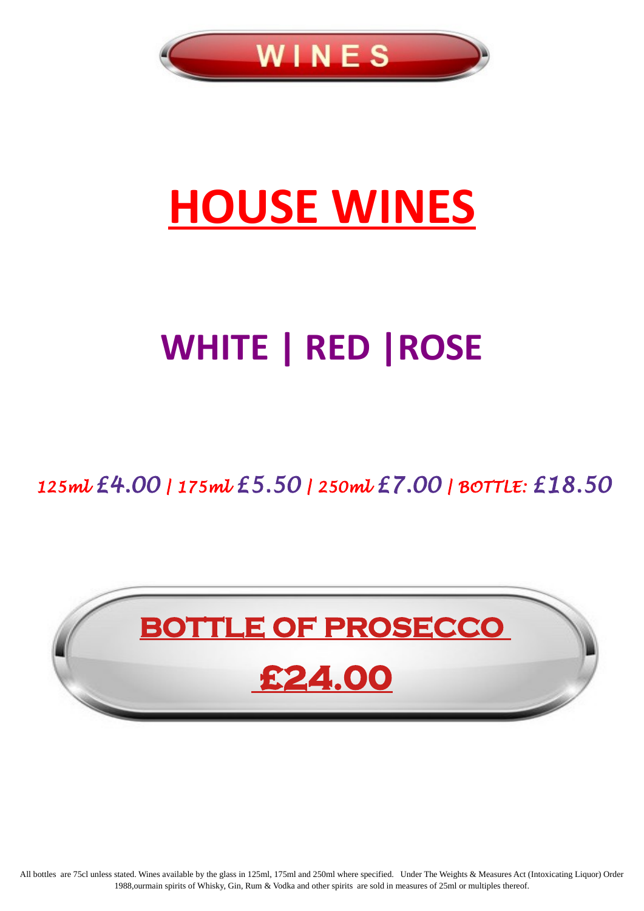# WINES

# HOUSE WINES

## WHITE | RED |ROSE

*125ml £4.00 | 175ml £5.50 | 250ml £7.00 | BOTTLE: £18.50*

**BOTTLE OF PROSECCO**

**£24.00**

All bottles are 75cl unless stated. Wines available by the glass in 125ml, 175ml and 250ml where specified. Under The Weights & Measures Act (Intoxicating Liquor) Order 1988,ourmain spirits of Whisky, Gin, Rum & Vodka and other spirits are sold in measures of 25ml or multiples thereof.